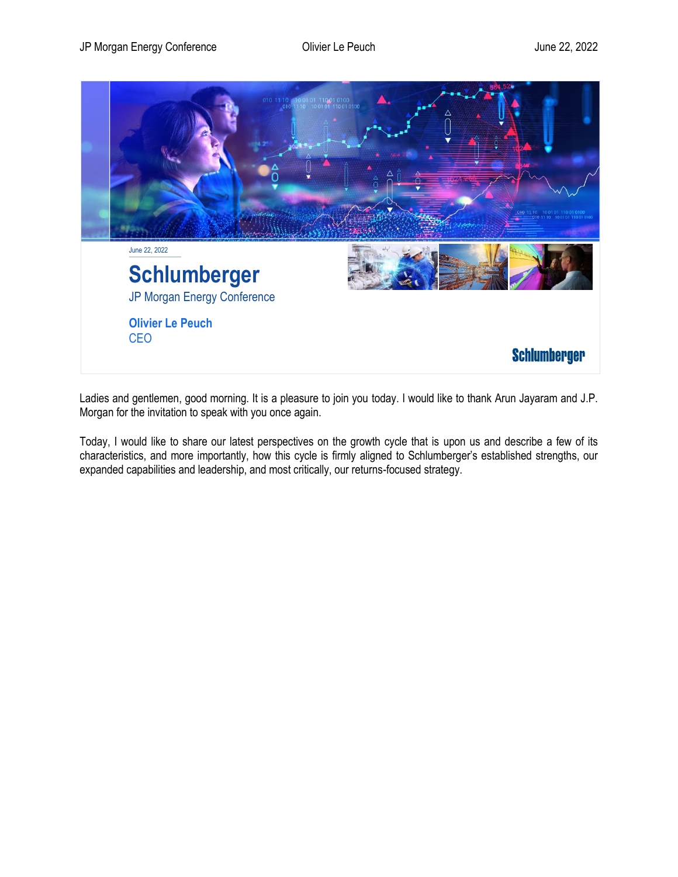June 22, 2022

# Schlumberger

JP Morgan Energy Conference

**Olivier Le Peuch**
CEO

Ladies and gentlemen, good morning. It is a pleasure to join you today. I would like to thank Arun Jayaram and J.P. Morgan for the invitation to speak with you once again.

Today, I would like to share our latest perspectives on the growth cycle that is upon us and describe a few of its characteristics, and more importantly, how this cycle is firmly aligned to Schlumberger's established strengths, our expanded capabilities and leadership, and most critically, our returns-focused strategy.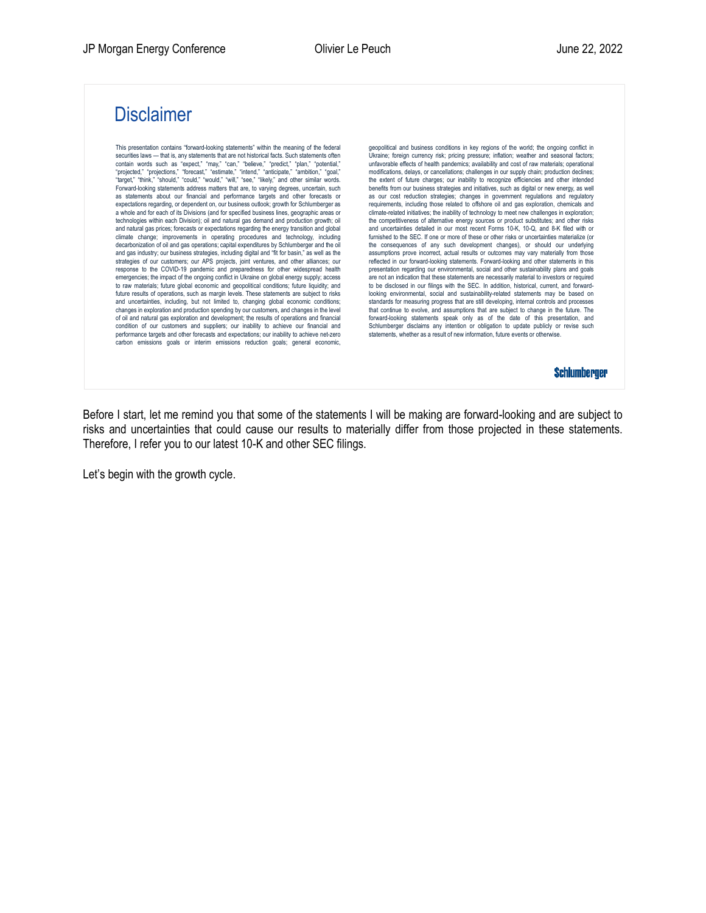## Disclaimer

This presentation contains "forward-looking statements" within the meaning of the federal securities laws — that is, any statements that are not historical facts. Such statements often contain words such as "expect," "may," "can," "believe," "predict," "plan," "potential," "projected," "projections," "forecast," "estimate," "intend," "anticipate," "ambition," "goal," "target," "think," "should," "could," "would," "will," "see," "likely," and other similar words. Forward-looking statements address matters that are, to varying degrees, uncertain, such as statements about our financial and performance targets and other forecasts or expectations regarding, or dependent on, our business outlook; growth for Schlumberger as a whole and for each of its Divisions (and for specified business lines, geographic areas or technologies within each Division); oil and natural gas demand and production growth; oil and natural gas prices; forecasts or expectations regarding the energy transition and global climate change; improvements in operating procedures and technology, including decarbonization of oil and gas operations; capital expenditures by Schlumberger and the oil and gas industry; our business strategies, including digital and "fit for basin," as well as the strategies of our customers; our APS projects, joint ventures, and other alliances; our response to the COVID-19 pandemic and preparedness for other widespread health emergencies; the impact of the ongoing conflict in Ukraine on global energy supply; access to raw materials; future global economic and geopolitical conditions; future liquidity; and future results of operations, such as margin levels. These statements are subject to risks and uncertainties, including, but not limited to, changing global economic conditions; changes in exploration and production spending by our customers, and changes in the level of oil and natural gas exploration and development; the results of operations and financial condition of our customers and suppliers; our inability to achieve our financial and performance targets and other forecasts and expectations; our inability to achieve net-zero carbon emissions goals or interim emissions reduction goals; general economic, geopolitical and business conditions in key regions of the world; the ongoing conflict in Ukraine; foreign currency risk; pricing pressure; inflation; weather and seasonal factors; unfavorable effects of health pandemics; availability and cost of raw materials; operational modifications, delays, or cancellations; challenges in our supply chain; production declines; the extent of future charges; our inability to recognize efficiencies and other intended benefits from our business strategies and initiatives, such as digital or new energy, as well as our cost reduction strategies; changes in government regulations and regulatory requirements, including those related to offshore oil and gas exploration, chemicals and climate-related initiatives; the inability of technology to meet new challenges in exploration; the competitiveness of alternative energy sources or product substitutes; and other risks and uncertainties detailed in our most recent Forms 10-K, 10-Q, and 8-K filed with or furnished to the SEC. If one or more of these or other risks or uncertainties materialize (or the consequences of any such development changes), or should our underlying assumptions prove incorrect, actual results or outcomes may vary materially from those reflected in our forward-looking statements. Forward-looking and other statements in this presentation regarding our environmental, social and other sustainability plans and goals are not an indication that these statements are necessarily material to investors or required to be disclosed in our filings with the SEC. In addition, historical, current, and forward-looking environmental, social and sustainability-related statements may be based on standards for measuring progress that are still developing, internal controls and processes that continue to evolve, and assumptions that are subject to change in the future. The forward-looking statements speak only as of the date of this presentation, and Schlumberger disclaims any intention or obligation to update publicly or revise such statements, whether as a result of new information, future events or otherwise.

Schlumberger

Before I start, let me remind you that some of the statements I will be making are forward-looking and are subject to risks and uncertainties that could cause our results to materially differ from those projected in these statements. Therefore, I refer you to our latest 10-K and other SEC filings.

Let's begin with the growth cycle.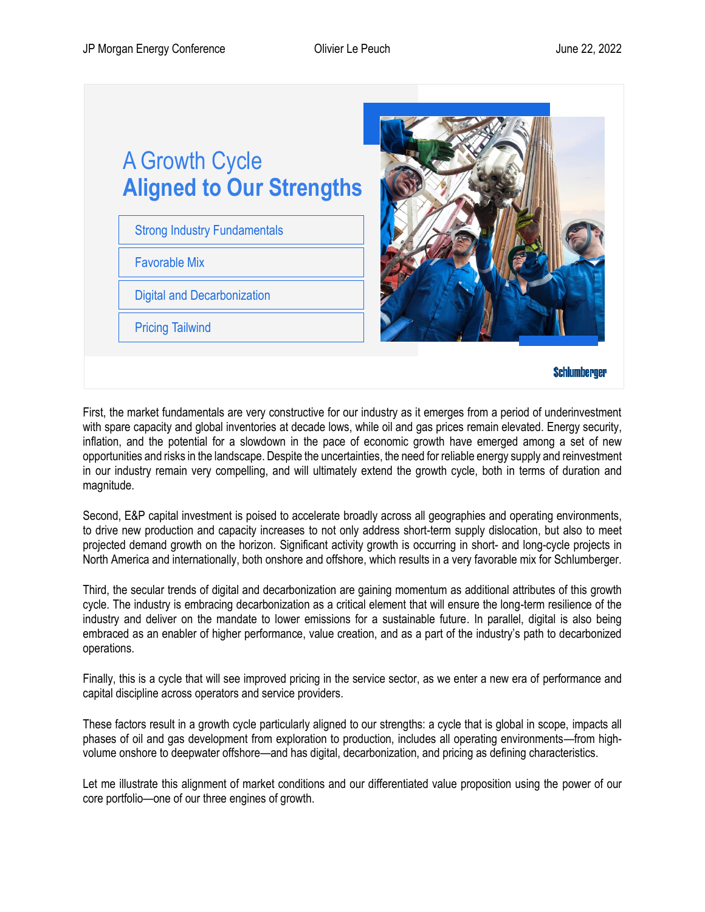# A Growth Cycle
## Aligned to Our Strengths

- Strong Industry Fundamentals
- Favorable Mix
- Digital and Decarbonization
- Pricing Tailwind

Schlumberger

First, the market fundamentals are very constructive for our industry as it emerges from a period of underinvestment with spare capacity and global inventories at decade lows, while oil and gas prices remain elevated. Energy security, inflation, and the potential for a slowdown in the pace of economic growth have emerged among a set of new opportunities and risks in the landscape. Despite the uncertainties, the need for reliable energy supply and reinvestment in our industry remain very compelling, and will ultimately extend the growth cycle, both in terms of duration and magnitude.

Second, E&P capital investment is poised to accelerate broadly across all geographies and operating environments, to drive new production and capacity increases to not only address short-term supply dislocation, but also to meet projected demand growth on the horizon. Significant activity growth is occurring in short- and long-cycle projects in North America and internationally, both onshore and offshore, which results in a very favorable mix for Schlumberger.

Third, the secular trends of digital and decarbonization are gaining momentum as additional attributes of this growth cycle. The industry is embracing decarbonization as a critical element that will ensure the long-term resilience of the industry and deliver on the mandate to lower emissions for a sustainable future. In parallel, digital is also being embraced as an enabler of higher performance, value creation, and as a part of the industry's path to decarbonized operations.

Finally, this is a cycle that will see improved pricing in the service sector, as we enter a new era of performance and capital discipline across operators and service providers.

These factors result in a growth cycle particularly aligned to our strengths: a cycle that is global in scope, impacts all phases of oil and gas development from exploration to production, includes all operating environments—from high-volume onshore to deepwater offshore—and has digital, decarbonization, and pricing as defining characteristics.

Let me illustrate this alignment of market conditions and our differentiated value proposition using the power of our core portfolio—one of our three engines of growth.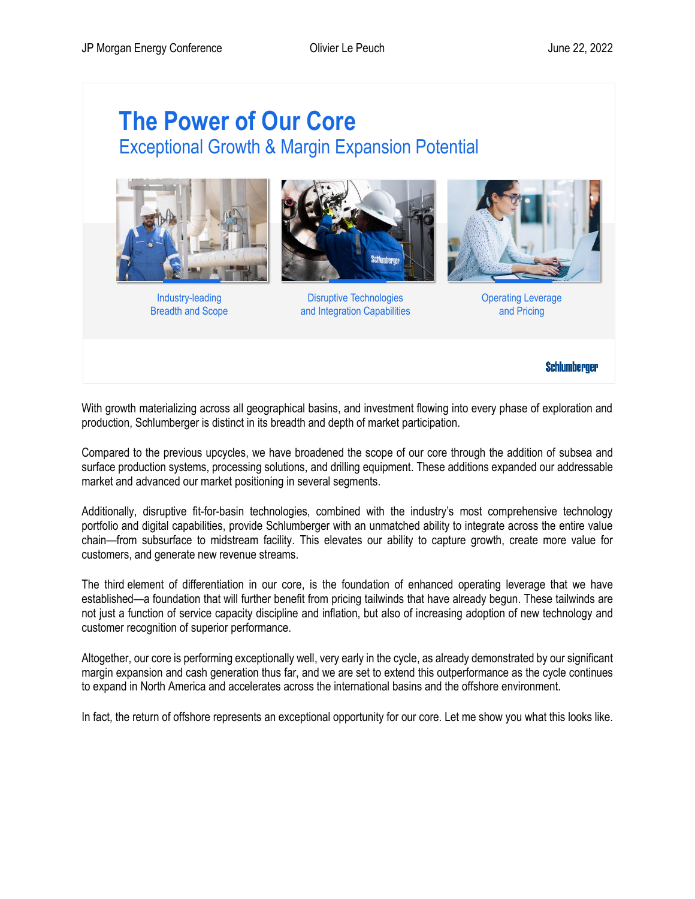# The Power of Our Core

## Exceptional Growth & Margin Expansion Potential

Industry-leading Breadth and Scope

Disruptive Technologies and Integration Capabilities

Operating Leverage and Pricing

With growth materializing across all geographical basins, and investment flowing into every phase of exploration and production, Schlumberger is distinct in its breadth and depth of market participation.

Compared to the previous upcycles, we have broadened the scope of our core through the addition of subsea and surface production systems, processing solutions, and drilling equipment. These additions expanded our addressable market and advanced our market positioning in several segments.

Additionally, disruptive fit-for-basin technologies, combined with the industry's most comprehensive technology portfolio and digital capabilities, provide Schlumberger with an unmatched ability to integrate across the entire value chain—from subsurface to midstream facility. This elevates our ability to capture growth, create more value for customers, and generate new revenue streams.

The third element of differentiation in our core, is the foundation of enhanced operating leverage that we have established—a foundation that will further benefit from pricing tailwinds that have already begun. These tailwinds are not just a function of service capacity discipline and inflation, but also of increasing adoption of new technology and customer recognition of superior performance.

Altogether, our core is performing exceptionally well, very early in the cycle, as already demonstrated by our significant margin expansion and cash generation thus far, and we are set to extend this outperformance as the cycle continues to expand in North America and accelerates across the international basins and the offshore environment.

In fact, the return of offshore represents an exceptional opportunity for our core. Let me show you what this looks like.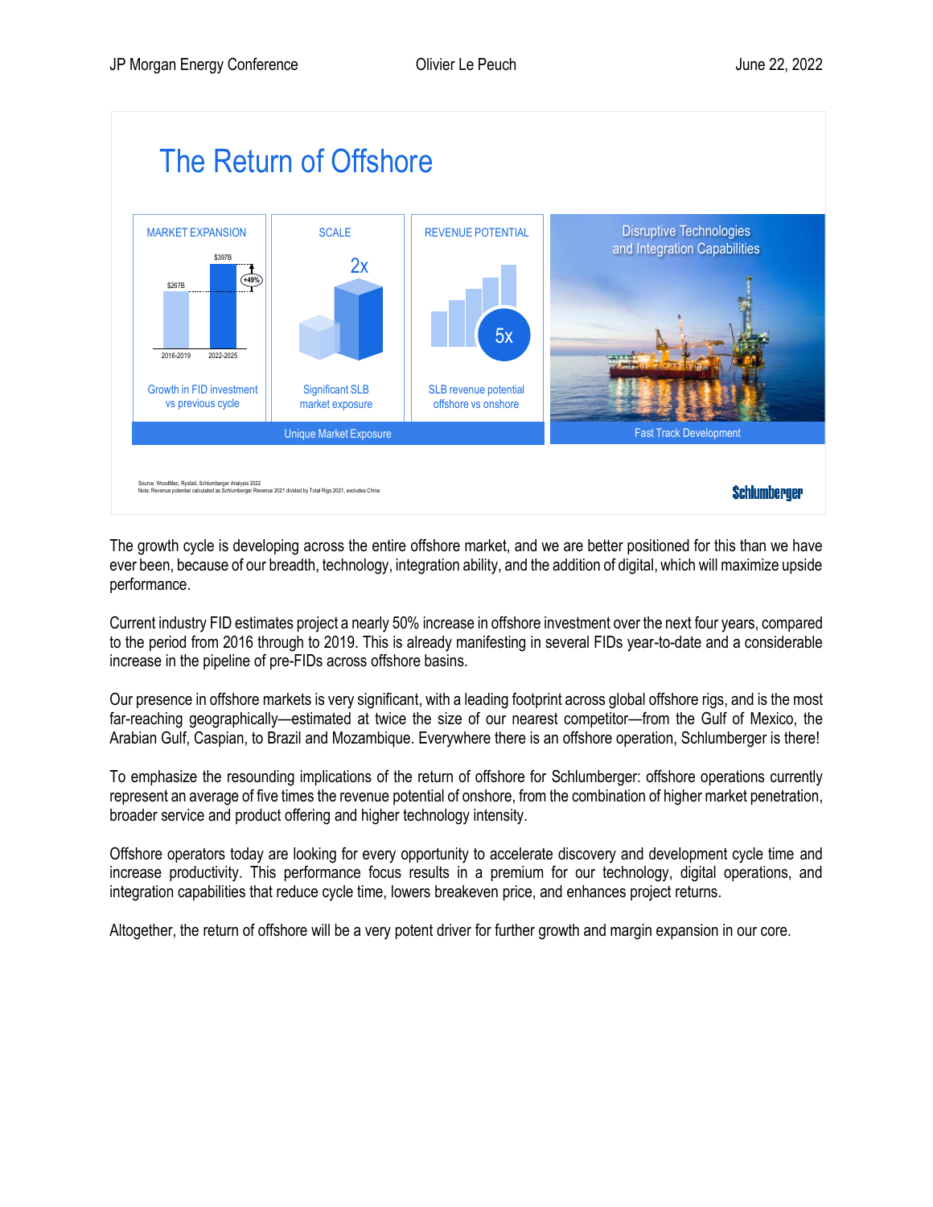## The Return of Offshore

**MARKET EXPANSION**

$267B (2016-2019) → $397B (2022-2025), +49%

Growth in FID investment vs previous cycle

**SCALE**

2x

Significant SLB market exposure

**REVENUE POTENTIAL**

5x

SLB revenue potential offshore vs onshore

Unique Market Exposure

Disruptive Technologies and Integration Capabilities

Fast Track Development

Source: WoodMac, Rystad, Schlumberger Analysis 2022
Note: Revenue potential calculated as Schlumberger Revenue 2021 divided by Total Rigs 2021, excludes China

Schlumberger

The growth cycle is developing across the entire offshore market, and we are better positioned for this than we have ever been, because of our breadth, technology, integration ability, and the addition of digital, which will maximize upside performance.

Current industry FID estimates project a nearly 50% increase in offshore investment over the next four years, compared to the period from 2016 through to 2019. This is already manifesting in several FIDs year-to-date and a considerable increase in the pipeline of pre-FIDs across offshore basins.

Our presence in offshore markets is very significant, with a leading footprint across global offshore rigs, and is the most far-reaching geographically—estimated at twice the size of our nearest competitor—from the Gulf of Mexico, the Arabian Gulf, Caspian, to Brazil and Mozambique. Everywhere there is an offshore operation, Schlumberger is there!

To emphasize the resounding implications of the return of offshore for Schlumberger: offshore operations currently represent an average of five times the revenue potential of onshore, from the combination of higher market penetration, broader service and product offering and higher technology intensity.

Offshore operators today are looking for every opportunity to accelerate discovery and development cycle time and increase productivity. This performance focus results in a premium for our technology, digital operations, and integration capabilities that reduce cycle time, lowers breakeven price, and enhances project returns.

Altogether, the return of offshore will be a very potent driver for further growth and margin expansion in our core.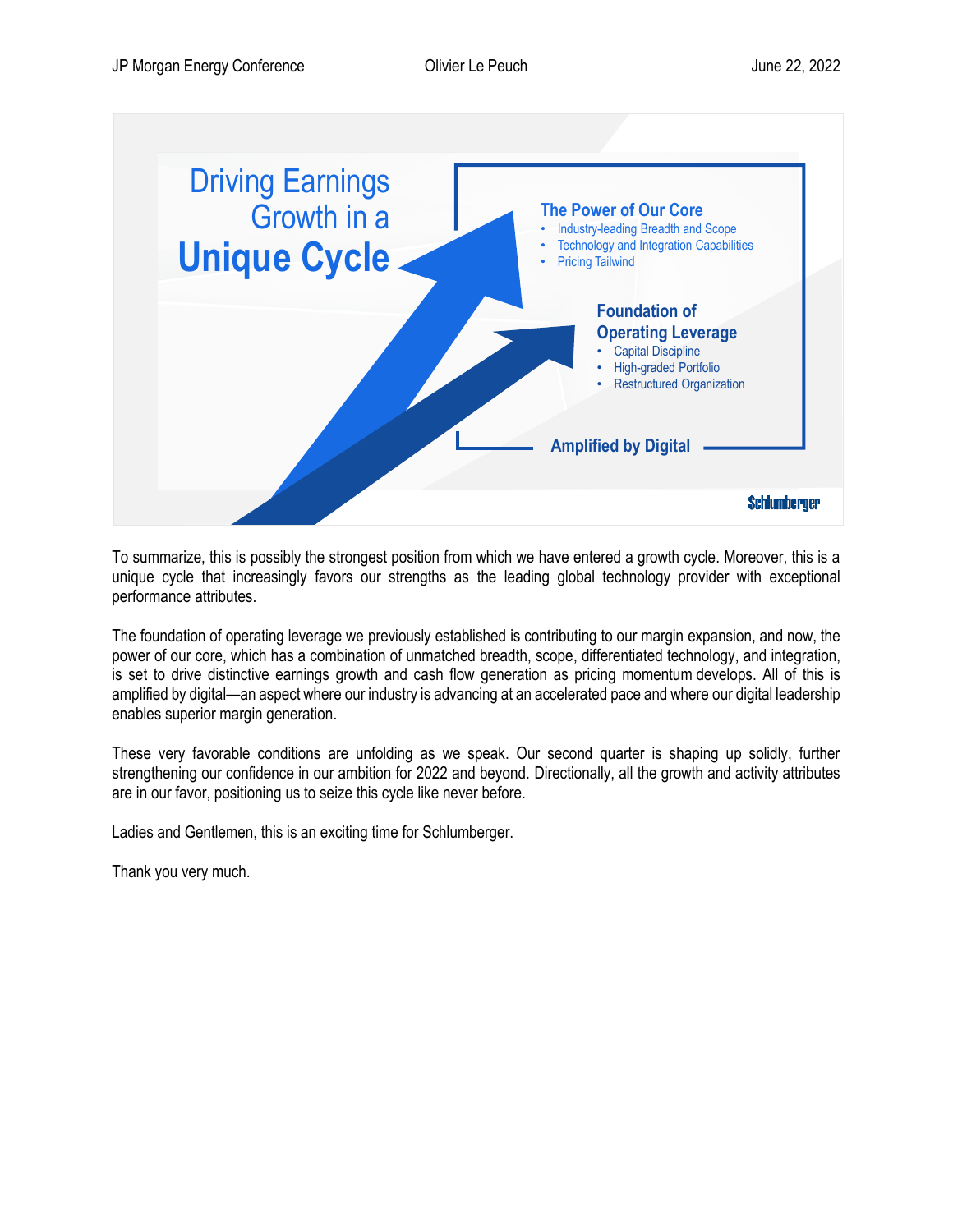Driving Earnings Growth in a
**Unique Cycle**

**The Power of Our Core**
- Industry-leading Breadth and Scope
- Technology and Integration Capabilities
- Pricing Tailwind

**Foundation of Operating Leverage**
- Capital Discipline
- High-graded Portfolio
- Restructured Organization

**Amplified by Digital**

Schlumberger

To summarize, this is possibly the strongest position from which we have entered a growth cycle. Moreover, this is a unique cycle that increasingly favors our strengths as the leading global technology provider with exceptional performance attributes.

The foundation of operating leverage we previously established is contributing to our margin expansion, and now, the power of our core, which has a combination of unmatched breadth, scope, differentiated technology, and integration, is set to drive distinctive earnings growth and cash flow generation as pricing momentum develops. All of this is amplified by digital—an aspect where our industry is advancing at an accelerated pace and where our digital leadership enables superior margin generation.

These very favorable conditions are unfolding as we speak. Our second quarter is shaping up solidly, further strengthening our confidence in our ambition for 2022 and beyond. Directionally, all the growth and activity attributes are in our favor, positioning us to seize this cycle like never before.

Ladies and Gentlemen, this is an exciting time for Schlumberger.

Thank you very much.